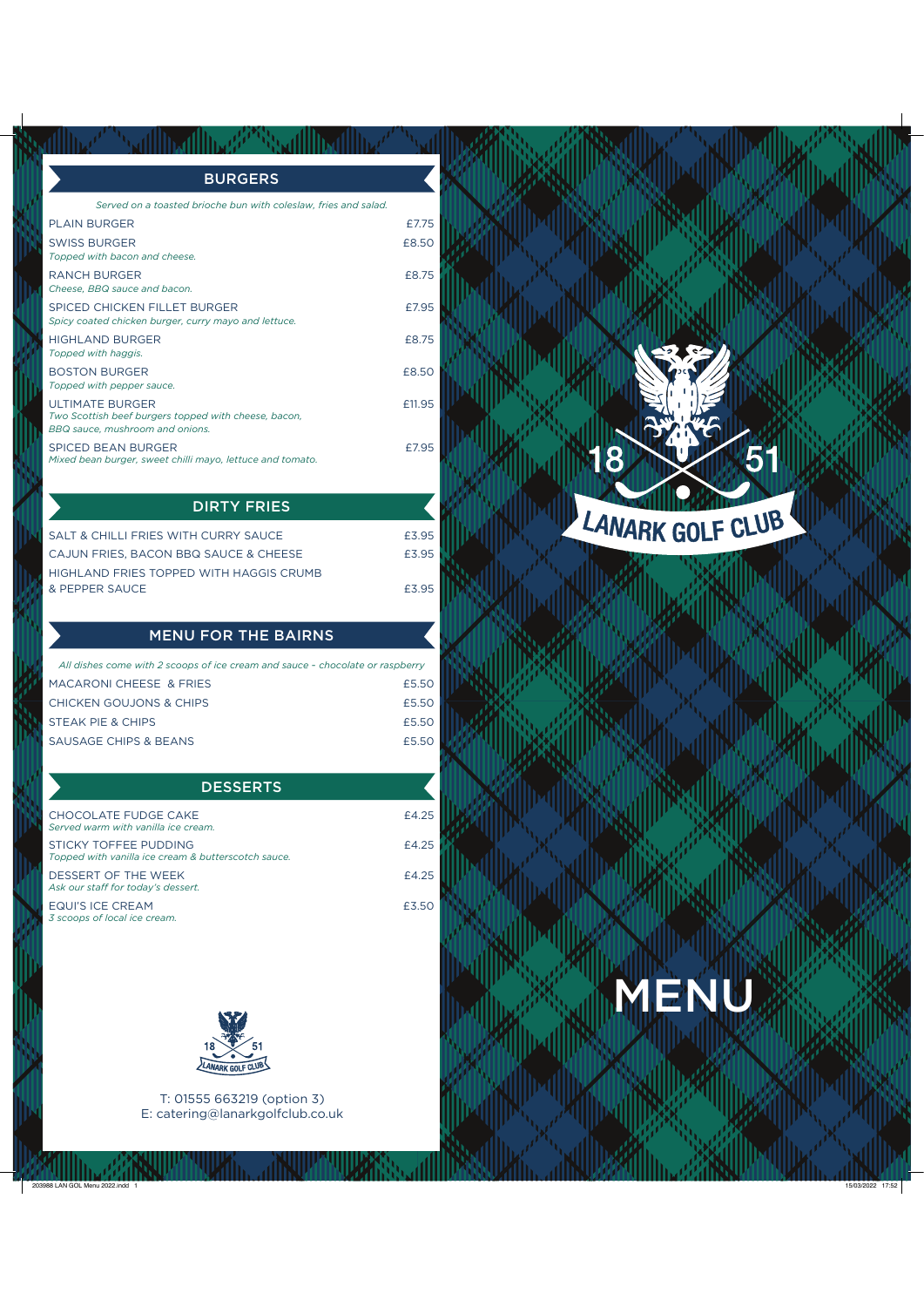## BURGERS

*Served on a toasted brioche bun with coleslaw, fries and salad.*

| Item | Price |
|---|---|
| PLAIN BURGER | £7.75 |
| SWISS BURGER<br>*Topped with bacon and cheese.* | £8.50 |
| RANCH BURGER<br>*Cheese, BBQ sauce and bacon.* | £8.75 |
| SPICED CHICKEN FILLET BURGER<br>*Spicy coated chicken burger, curry mayo and lettuce.* | £7.95 |
| HIGHLAND BURGER<br>*Topped with haggis.* | £8.75 |
| BOSTON BURGER<br>*Topped with pepper sauce.* | £8.50 |
| ULTIMATE BURGER<br>*Two Scottish beef burgers topped with cheese, bacon, BBQ sauce, mushroom and onions.* | £11.95 |
| SPICED BEAN BURGER<br>*Mixed bean burger, sweet chilli mayo, lettuce and tomato.* | £7.95 |

## DIRTY FRIES

| Item | Price |
|---|---|
| SALT & CHILLI FRIES WITH CURRY SAUCE | £3.95 |
| CAJUN FRIES, BACON BBQ SAUCE & CHEESE | £3.95 |
| HIGHLAND FRIES TOPPED WITH HAGGIS CRUMB & PEPPER SAUCE | £3.95 |

## MENU FOR THE BAIRNS

*All dishes come with 2 scoops of ice cream and sauce - chocolate or raspberry*

| Item | Price |
|---|---|
| MACARONI CHEESE & FRIES | £5.50 |
| CHICKEN GOUJONS & CHIPS | £5.50 |
| STEAK PIE & CHIPS | £5.50 |
| SAUSAGE CHIPS & BEANS | £5.50 |

## DESSERTS

| Item | Price |
|---|---|
| CHOCOLATE FUDGE CAKE<br>*Served warm with vanilla ice cream.* | £4.25 |
| STICKY TOFFEE PUDDING<br>*Topped with vanilla ice cream & butterscotch sauce.* | £4.25 |
| DESSERT OF THE WEEK<br>*Ask our staff for today's dessert.* | £4.25 |
| EQUI'S ICE CREAM<br>*3 scoops of local ice cream.* | £3.50 |

18 51 LANARK GOLF CLUB

T: 01555 663219 (option 3)
E: catering@lanarkgolfclub.co.uk

18 51

LANARK GOLF CLUB

# MENU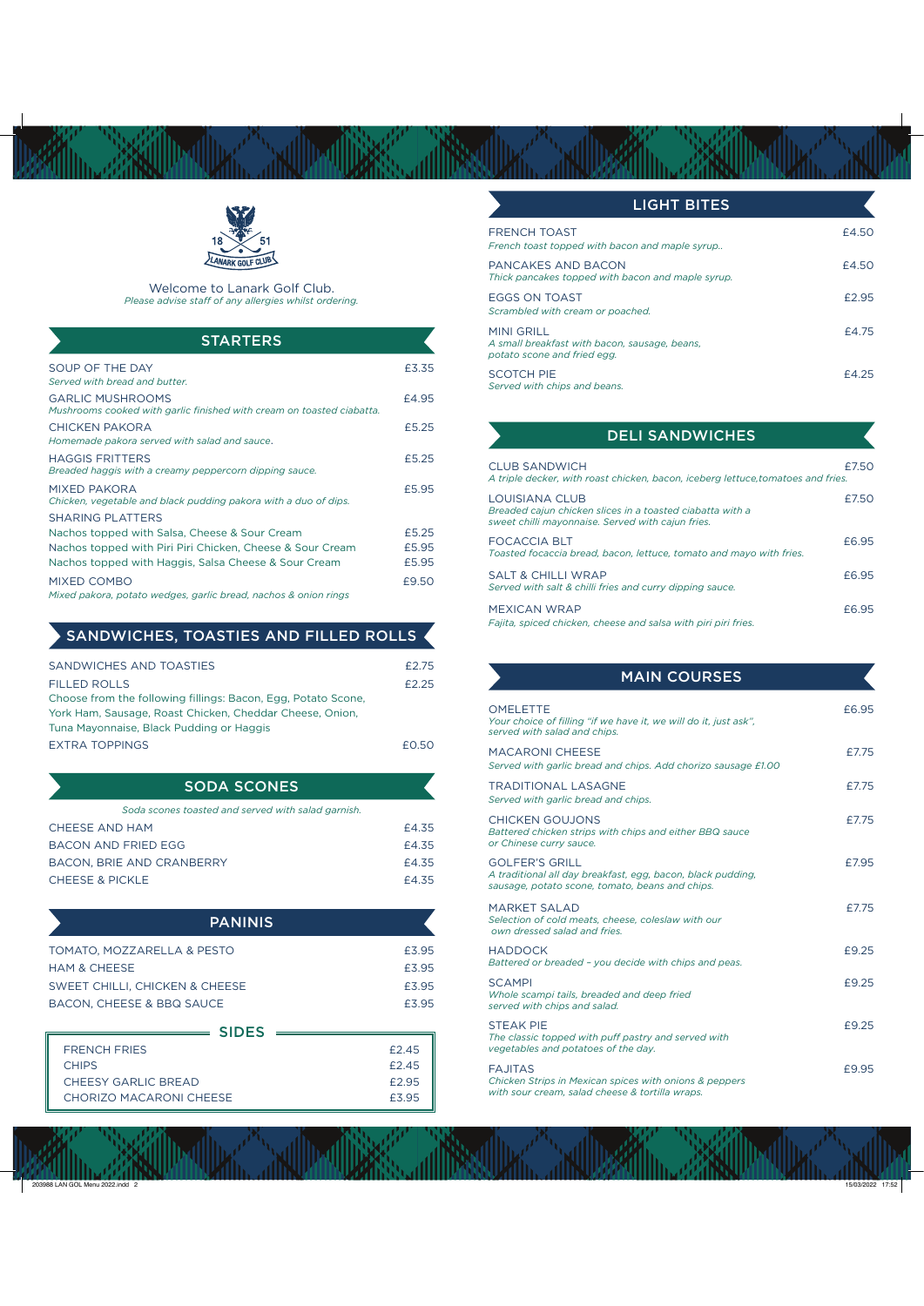Welcome to Lanark Golf Club.
*Please advise staff of any allergies whilst ordering.*

## STARTERS

SOUP OF THE DAY — £3.35
*Served with bread and butter.*

GARLIC MUSHROOMS — £4.95
*Mushrooms cooked with garlic finished with cream on toasted ciabatta.*

CHICKEN PAKORA — £5.25
*Homemade pakora served with salad and sauce.*

HAGGIS FRITTERS — £5.25
*Breaded haggis with a creamy peppercorn dipping sauce.*

MIXED PAKORA — £5.95
*Chicken, vegetable and black pudding pakora with a duo of dips.*

SHARING PLATTERS
Nachos topped with Salsa, Cheese & Sour Cream — £5.25
Nachos topped with Piri Piri Chicken, Cheese & Sour Cream — £5.95
Nachos topped with Haggis, Salsa Cheese & Sour Cream — £5.95

MIXED COMBO — £9.50
*Mixed pakora, potato wedges, garlic bread, nachos & onion rings*

## SANDWICHES, TOASTIES AND FILLED ROLLS

SANDWICHES AND TOASTIES — £2.75

FILLED ROLLS — £2.25
Choose from the following fillings: Bacon, Egg, Potato Scone, York Ham, Sausage, Roast Chicken, Cheddar Cheese, Onion, Tuna Mayonnaise, Black Pudding or Haggis

EXTRA TOPPINGS — £0.50

## SODA SCONES

*Soda scones toasted and served with salad garnish.*

CHEESE AND HAM — £4.35
BACON AND FRIED EGG — £4.35
BACON, BRIE AND CRANBERRY — £4.35
CHEESE & PICKLE — £4.35

## PANINIS

TOMATO, MOZZARELLA & PESTO — £3.95
HAM & CHEESE — £3.95
SWEET CHILLI, CHICKEN & CHEESE — £3.95
BACON, CHEESE & BBQ SAUCE — £3.95

## SIDES

FRENCH FRIES — £2.45
CHIPS — £2.45
CHEESY GARLIC BREAD — £2.95
CHORIZO MACARONI CHEESE — £3.95

## LIGHT BITES

FRENCH TOAST — £4.50
*French toast topped with bacon and maple syrup..*

PANCAKES AND BACON — £4.50
*Thick pancakes topped with bacon and maple syrup.*

EGGS ON TOAST — £2.95
*Scrambled with cream or poached.*

MINI GRILL — £4.75
*A small breakfast with bacon, sausage, beans, potato scone and fried egg.*

SCOTCH PIE — £4.25
*Served with chips and beans.*

## DELI SANDWICHES

CLUB SANDWICH — £7.50
*A triple decker, with roast chicken, bacon, iceberg lettuce,tomatoes and fries.*

LOUISIANA CLUB — £7.50
*Breaded cajun chicken slices in a toasted ciabatta with a sweet chilli mayonnaise. Served with cajun fries.*

FOCACCIA BLT — £6.95
*Toasted focaccia bread, bacon, lettuce, tomato and mayo with fries.*

SALT & CHILLI WRAP — £6.95
*Served with salt & chilli fries and curry dipping sauce.*

MEXICAN WRAP — £6.95
*Fajita, spiced chicken, cheese and salsa with piri piri fries.*

## MAIN COURSES

OMELETTE — £6.95
*Your choice of filling "if we have it, we will do it, just ask", served with salad and chips.*

MACARONI CHEESE — £7.75
*Served with garlic bread and chips. Add chorizo sausage £1.00*

TRADITIONAL LASAGNE — £7.75
*Served with garlic bread and chips.*

CHICKEN GOUJONS — £7.75
*Battered chicken strips with chips and either BBQ sauce or Chinese curry sauce.*

GOLFER'S GRILL — £7.95
*A traditional all day breakfast, egg, bacon, black pudding, sausage, potato scone, tomato, beans and chips.*

MARKET SALAD — £7.75
*Selection of cold meats, cheese, coleslaw with our own dressed salad and fries.*

HADDOCK — £9.25
*Battered or breaded - you decide with chips and peas.*

SCAMPI — £9.25
*Whole scampi tails, breaded and deep fried served with chips and salad.*

STEAK PIE — £9.25
*The classic topped with puff pastry and served with vegetables and potatoes of the day.*

FAJITAS — £9.95
*Chicken Strips in Mexican spices with onions & peppers with sour cream, salad cheese & tortilla wraps.*